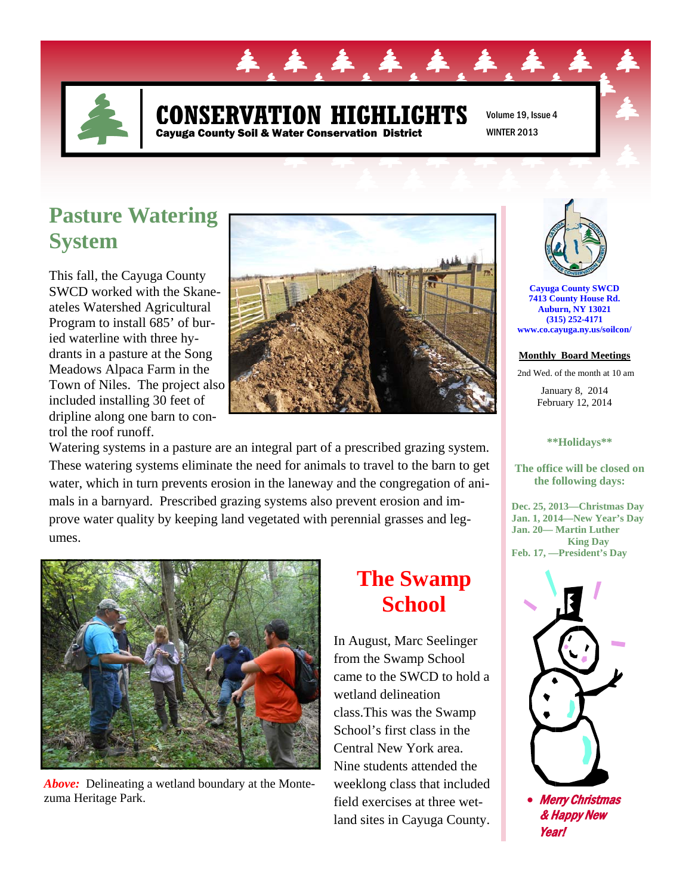# CONSERVATION HIGHLIGHTS

**Cayuga County Soil & Water Conservation District**

Volume 19, Issue 4

WINTER 2013

## Pasture Watering System

This fall, the Cayuga County SWCD worked with the Skaneateles Watershed Agricultural Program to install 685' of buried waterline with three hydrants in a pasture at the Song Meadows Alpaca Farm in the Town of Niles. The project also included installing 30 feet of dripline along one barn to control the roof runoff.

Watering systems in a pasture are an integral part of a prescribed grazing system. These watering systems eliminate the need for animals to travel to the barn to get water, which in turn prevents erosion in the laneway and the congregation of animals in a barnyard. Prescribed grazing systems also prevent erosion and improve water quality by keeping land vegetated with perennial grasses and legumes.

***Above:*** Delineating a wetland boundary at the Montezuma Heritage Park.

## The Swamp School

In August, Marc Seelinger from the Swamp School came to the SWCD to hold a wetland delineation class.This was the Swamp School's first class in the Central New York area. Nine students attended the weeklong class that included field exercises at three wetland sites in Cayuga County.

---

**Cayuga County SWCD**
**7413 County House Rd.**
**Auburn, NY 13021**
**(315) 252-4171**
**www.co.cayuga.ny.us/soilcon/**

**Monthly Board Meetings**

2nd Wed. of the month at 10 am

January 8, 2014
February 12, 2014

****Holidays****

**The office will be closed on the following days:**

**Dec. 25, 2013—Christmas Day**
**Jan. 1, 2014—New Year's Day**
**Jan. 20— Martin Luther King Day**
**Feb. 17, —President's Day**

- ***Merry Christmas & Happy New Year!***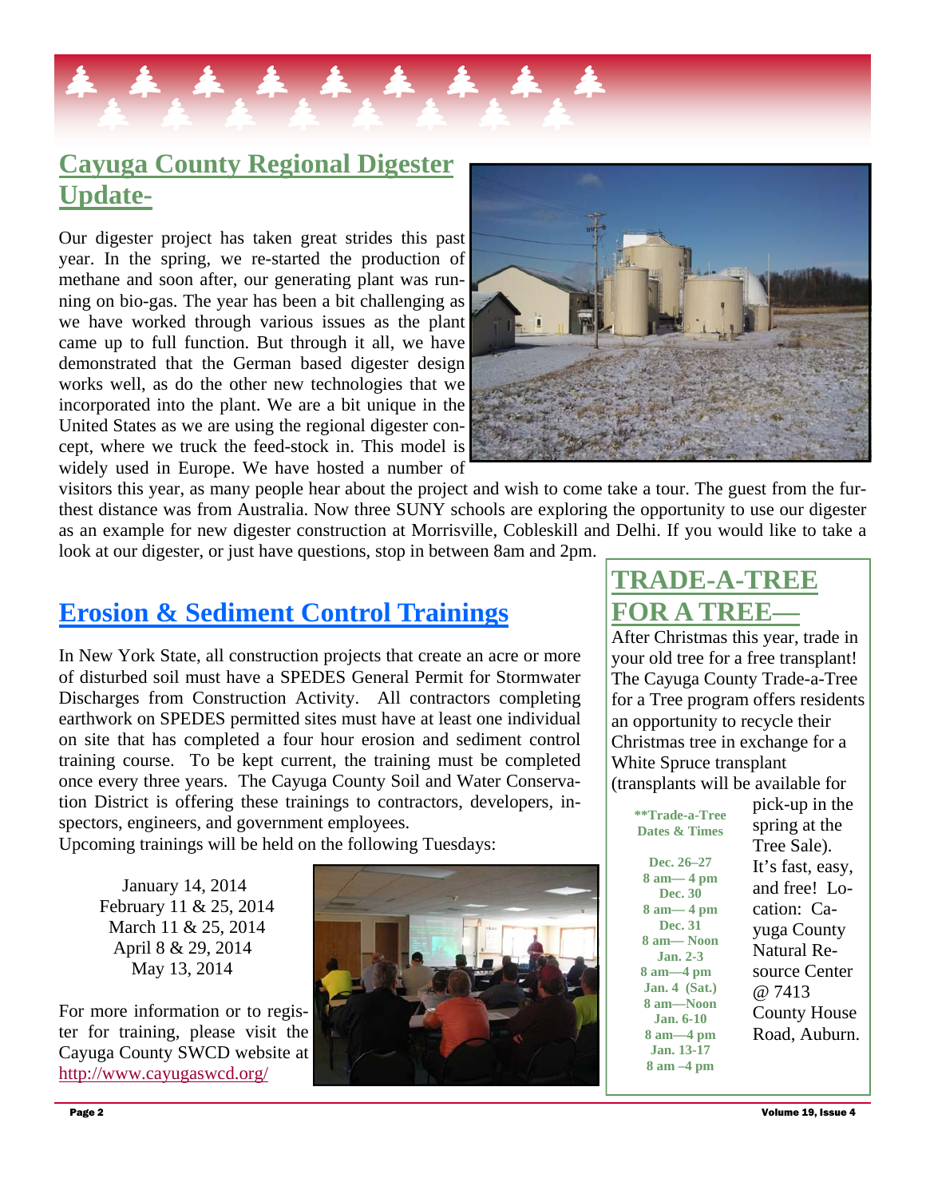## Cayuga County Regional Digester Update-

Our digester project has taken great strides this past year. In the spring, we re-started the production of methane and soon after, our generating plant was running on bio-gas. The year has been a bit challenging as we have worked through various issues as the plant came up to full function. But through it all, we have demonstrated that the German based digester design works well, as do the other new technologies that we incorporated into the plant. We are a bit unique in the United States as we are using the regional digester concept, where we truck the feed-stock in. This model is widely used in Europe. We have hosted a number of visitors this year, as many people hear about the project and wish to come take a tour. The guest from the furthest distance was from Australia. Now three SUNY schools are exploring the opportunity to use our digester as an example for new digester construction at Morrisville, Cobleskill and Delhi. If you would like to take a look at our digester, or just have questions, stop in between 8am and 2pm.

## Erosion & Sediment Control Trainings

In New York State, all construction projects that create an acre or more of disturbed soil must have a SPEDES General Permit for Stormwater Discharges from Construction Activity. All contractors completing earthwork on SPEDES permitted sites must have at least one individual on site that has completed a four hour erosion and sediment control training course. To be kept current, the training must be completed once every three years. The Cayuga County Soil and Water Conservation District is offering these trainings to contractors, developers, inspectors, engineers, and government employees.

Upcoming trainings will be held on the following Tuesdays:

January 14, 2014
February 11 & 25, 2014
March 11 & 25, 2014
April 8 & 29, 2014
May 13, 2014

For more information or to register for training, please visit the Cayuga County SWCD website at http://www.cayugaswcd.org/

## TRADE-A-TREE FOR A TREE—

After Christmas this year, trade in your old tree for a free transplant! The Cayuga County Trade-a-Tree for a Tree program offers residents an opportunity to recycle their Christmas tree in exchange for a White Spruce transplant (transplants will be available for pick-up in the spring at the Tree Sale). It's fast, easy, and free! Location: Cayuga County Natural Resource Center @ 7413 County House Road, Auburn.

**\*\*Trade-a-Tree Dates & Times**

**Dec. 26–27**
**8 am— 4 pm**
**Dec. 30**
**8 am— 4 pm**
**Dec. 31**
**8 am— Noon**
**Jan. 2-3**
**8 am—4 pm**
**Jan. 4 (Sat.)**
**8 am—Noon**
**Jan. 6-10**
**8 am—4 pm**
**Jan. 13-17**
**8 am –4 pm**